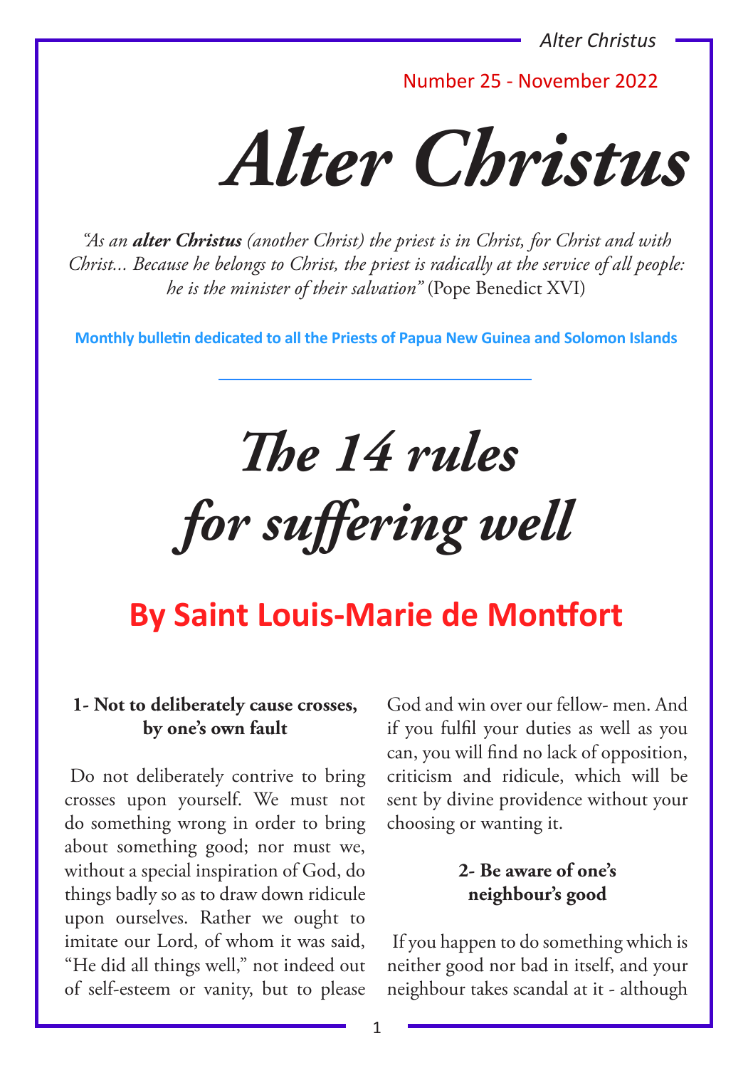Number 25 - November 2022

# *Alter Christus*

*"As an **alter Christus** (another Christ) the priest is in Christ, for Christ and with Christ... Because he belongs to Christ, the priest is radically at the service of all people: he is the minister of their salvation"* (Pope Benedict XVI)

**Monthly bulletin dedicated to all the Priests of Papua New Guinea and Solomon Islands**

# *The 14 rules for suffering well*

## By Saint Louis-Marie de Montfort

### 1- Not to deliberately cause crosses, by one's own fault

Do not deliberately contrive to bring crosses upon yourself. We must not do something wrong in order to bring about something good; nor must we, without a special inspiration of God, do things badly so as to draw down ridicule upon ourselves. Rather we ought to imitate our Lord, of whom it was said, "He did all things well," not indeed out of self-esteem or vanity, but to please God and win over our fellow- men. And if you fulfil your duties as well as you can, you will find no lack of opposition, criticism and ridicule, which will be sent by divine providence without your choosing or wanting it.

### 2- Be aware of one's neighbour's good

If you happen to do something which is neither good nor bad in itself, and your neighbour takes scandal at it - although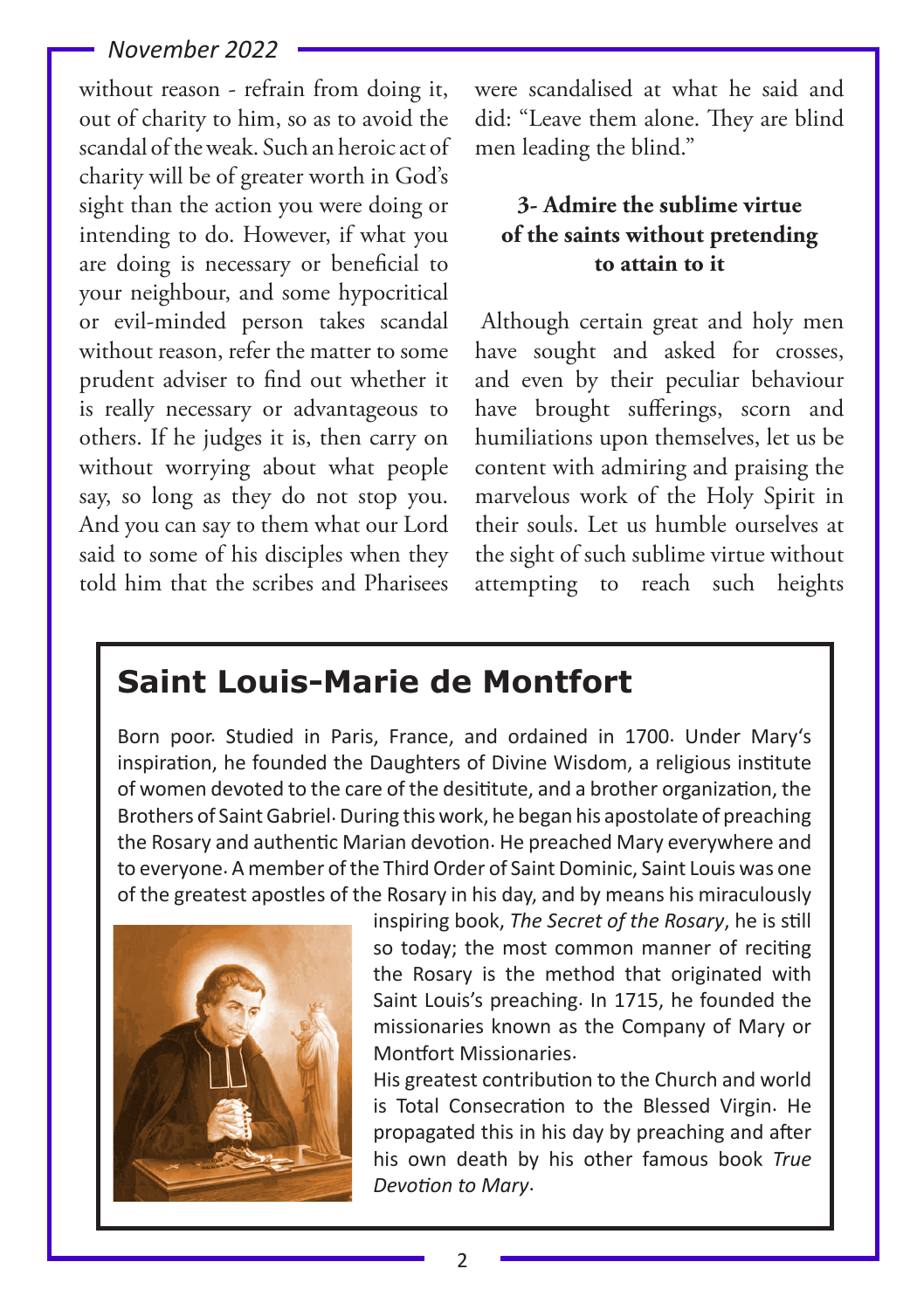without reason - refrain from doing it, out of charity to him, so as to avoid the scandal of the weak. Such an heroic act of charity will be of greater worth in God's sight than the action you were doing or intending to do. However, if what you are doing is necessary or beneficial to your neighbour, and some hypocritical or evil-minded person takes scandal without reason, refer the matter to some prudent adviser to find out whether it is really necessary or advantageous to others. If he judges it is, then carry on without worrying about what people say, so long as they do not stop you. And you can say to them what our Lord said to some of his disciples when they told him that the scribes and Pharisees were scandalised at what he said and did: "Leave them alone. They are blind men leading the blind."

### 3- Admire the sublime virtue of the saints without pretending to attain to it

Although certain great and holy men have sought and asked for crosses, and even by their peculiar behaviour have brought sufferings, scorn and humiliations upon themselves, let us be content with admiring and praising the marvelous work of the Holy Spirit in their souls. Let us humble ourselves at the sight of such sublime virtue without attempting to reach such heights

## Saint Louis-Marie de Montfort

Born poor. Studied in Paris, France, and ordained in 1700. Under Mary's inspiration, he founded the Daughters of Divine Wisdom, a religious institute of women devoted to the care of the desititute, and a brother organization, the Brothers of Saint Gabriel. During this work, he began his apostolate of preaching the Rosary and authentic Marian devotion. He preached Mary everywhere and to everyone. A member of the Third Order of Saint Dominic, Saint Louis was one of the greatest apostles of the Rosary in his day, and by means his miraculously inspiring book, *The Secret of the Rosary*, he is still so today; the most common manner of reciting the Rosary is the method that originated with Saint Louis's preaching. In 1715, he founded the missionaries known as the Company of Mary or Montfort Missionaries.

His greatest contribution to the Church and world is Total Consecration to the Blessed Virgin. He propagated this in his day by preaching and after his own death by his other famous book *True Devotion to Mary*.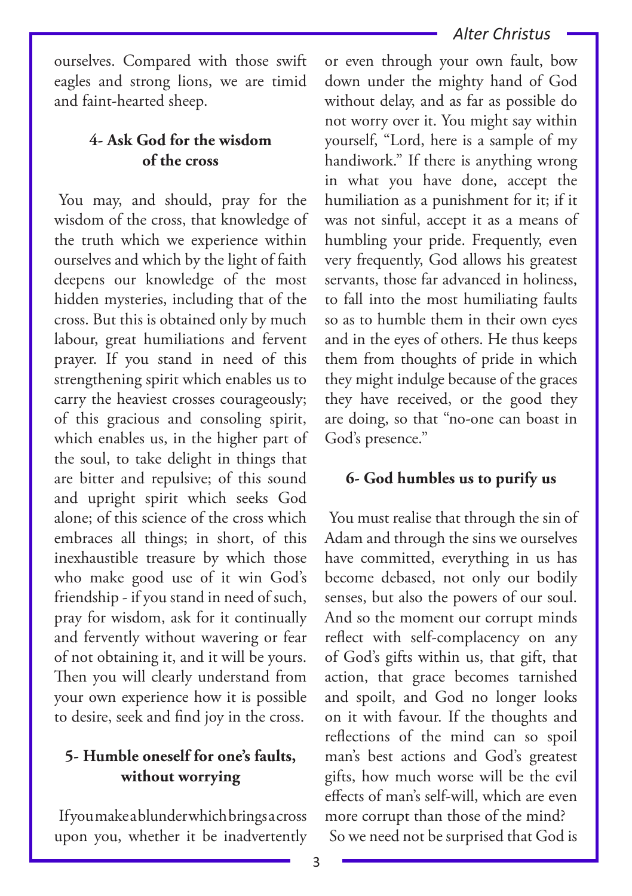ourselves. Compared with those swift eagles and strong lions, we are timid and faint-hearted sheep.

### 4- Ask God for the wisdom of the cross

You may, and should, pray for the wisdom of the cross, that knowledge of the truth which we experience within ourselves and which by the light of faith deepens our knowledge of the most hidden mysteries, including that of the cross. But this is obtained only by much labour, great humiliations and fervent prayer. If you stand in need of this strengthening spirit which enables us to carry the heaviest crosses courageously; of this gracious and consoling spirit, which enables us, in the higher part of the soul, to take delight in things that are bitter and repulsive; of this sound and upright spirit which seeks God alone; of this science of the cross which embraces all things; in short, of this inexhaustible treasure by which those who make good use of it win God's friendship - if you stand in need of such, pray for wisdom, ask for it continually and fervently without wavering or fear of not obtaining it, and it will be yours. Then you will clearly understand from your own experience how it is possible to desire, seek and find joy in the cross.

### 5- Humble oneself for one's faults, without worrying

If you make a blunder which brings a cross upon you, whether it be inadvertently or even through your own fault, bow down under the mighty hand of God without delay, and as far as possible do not worry over it. You might say within yourself, "Lord, here is a sample of my handiwork." If there is anything wrong in what you have done, accept the humiliation as a punishment for it; if it was not sinful, accept it as a means of humbling your pride. Frequently, even very frequently, God allows his greatest servants, those far advanced in holiness, to fall into the most humiliating faults so as to humble them in their own eyes and in the eyes of others. He thus keeps them from thoughts of pride in which they might indulge because of the graces they have received, or the good they are doing, so that "no-one can boast in God's presence."

### 6- God humbles us to purify us

You must realise that through the sin of Adam and through the sins we ourselves have committed, everything in us has become debased, not only our bodily senses, but also the powers of our soul. And so the moment our corrupt minds reflect with self-complacency on any of God's gifts within us, that gift, that action, that grace becomes tarnished and spoilt, and God no longer looks on it with favour. If the thoughts and reflections of the mind can so spoil man's best actions and God's greatest gifts, how much worse will be the evil effects of man's self-will, which are even more corrupt than those of the mind?

So we need not be surprised that God is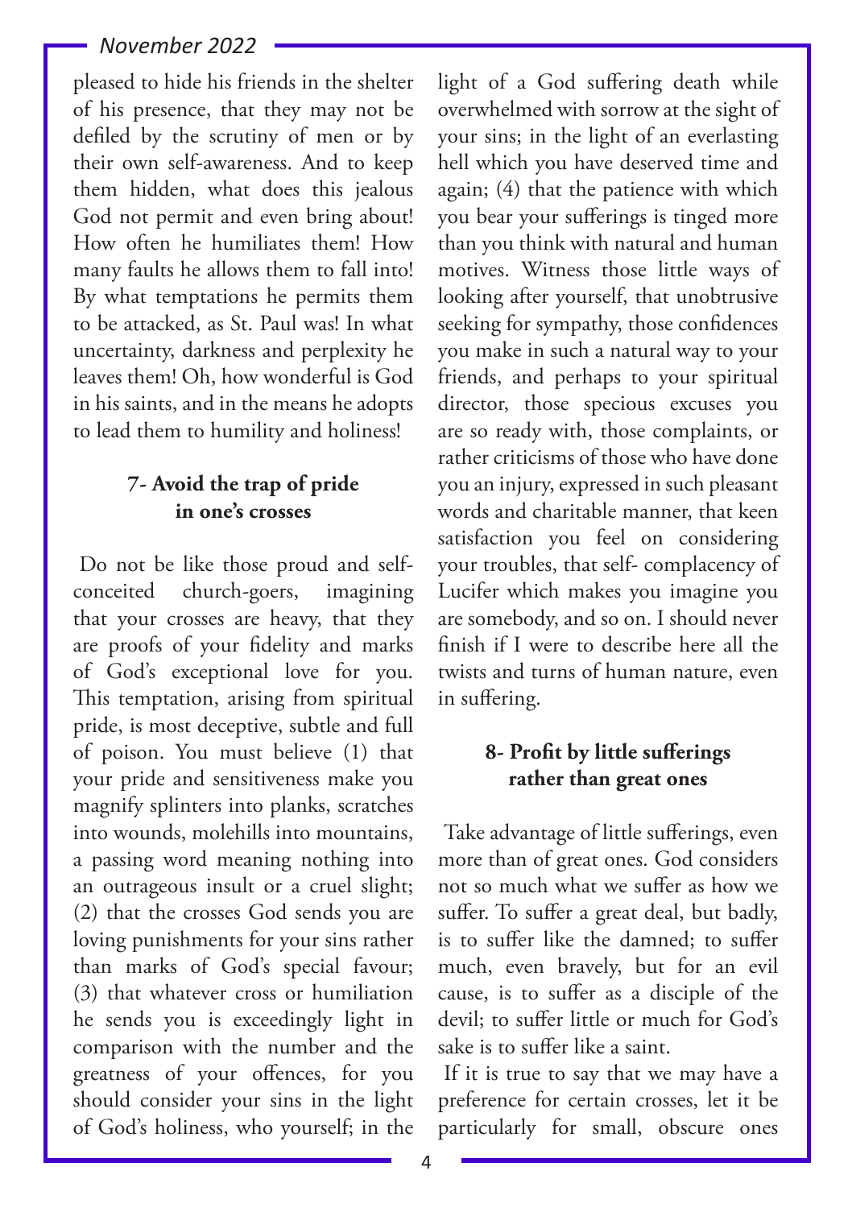pleased to hide his friends in the shelter of his presence, that they may not be defiled by the scrutiny of men or by their own self-awareness. And to keep them hidden, what does this jealous God not permit and even bring about! How often he humiliates them! How many faults he allows them to fall into! By what temptations he permits them to be attacked, as St. Paul was! In what uncertainty, darkness and perplexity he leaves them! Oh, how wonderful is God in his saints, and in the means he adopts to lead them to humility and holiness!

### 7- Avoid the trap of pride in one's crosses

Do not be like those proud and self-conceited church-goers, imagining that your crosses are heavy, that they are proofs of your fidelity and marks of God's exceptional love for you. This temptation, arising from spiritual pride, is most deceptive, subtle and full of poison. You must believe (1) that your pride and sensitiveness make you magnify splinters into planks, scratches into wounds, molehills into mountains, a passing word meaning nothing into an outrageous insult or a cruel slight; (2) that the crosses God sends you are loving punishments for your sins rather than marks of God's special favour; (3) that whatever cross or humiliation he sends you is exceedingly light in comparison with the number and the greatness of your offences, for you should consider your sins in the light of God's holiness, who yourself; in the light of a God suffering death while overwhelmed with sorrow at the sight of your sins; in the light of an everlasting hell which you have deserved time and again; (4) that the patience with which you bear your sufferings is tinged more than you think with natural and human motives. Witness those little ways of looking after yourself, that unobtrusive seeking for sympathy, those confidences you make in such a natural way to your friends, and perhaps to your spiritual director, those specious excuses you are so ready with, those complaints, or rather criticisms of those who have done you an injury, expressed in such pleasant words and charitable manner, that keen satisfaction you feel on considering your troubles, that self- complacency of Lucifer which makes you imagine you are somebody, and so on. I should never finish if I were to describe here all the twists and turns of human nature, even in suffering.

### 8- Profit by little sufferings rather than great ones

Take advantage of little sufferings, even more than of great ones. God considers not so much what we suffer as how we suffer. To suffer a great deal, but badly, is to suffer like the damned; to suffer much, even bravely, but for an evil cause, is to suffer as a disciple of the devil; to suffer little or much for God's sake is to suffer like a saint.

If it is true to say that we may have a preference for certain crosses, let it be particularly for small, obscure ones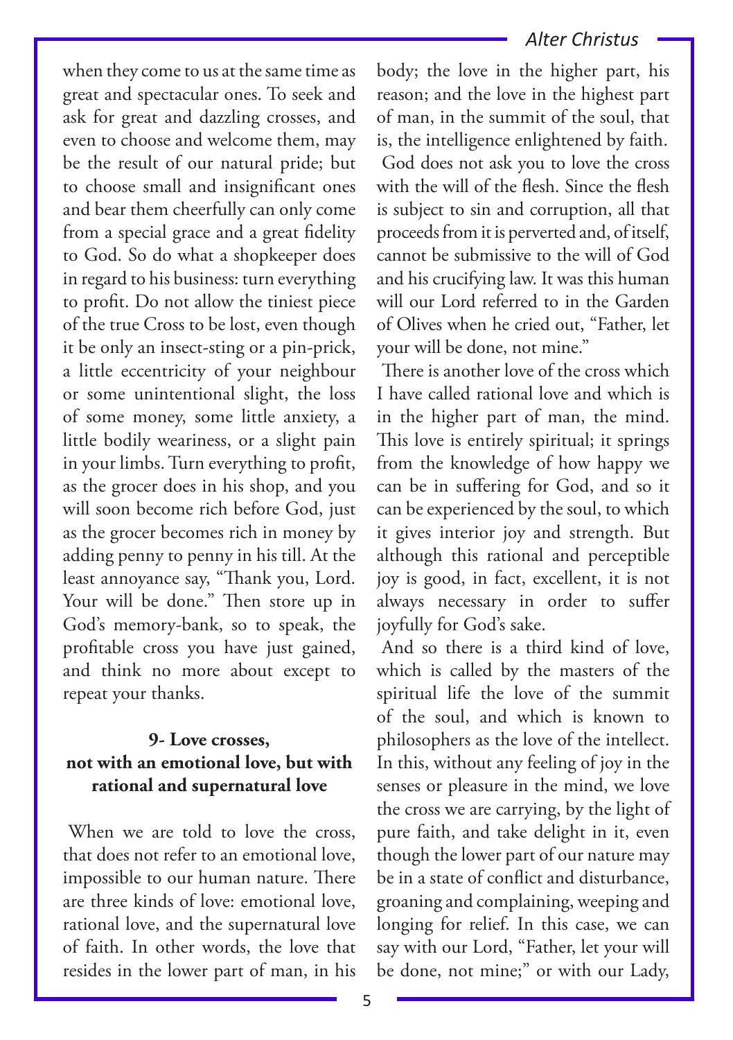when they come to us at the same time as great and spectacular ones. To seek and ask for great and dazzling crosses, and even to choose and welcome them, may be the result of our natural pride; but to choose small and insignificant ones and bear them cheerfully can only come from a special grace and a great fidelity to God. So do what a shopkeeper does in regard to his business: turn everything to profit. Do not allow the tiniest piece of the true Cross to be lost, even though it be only an insect-sting or a pin-prick, a little eccentricity of your neighbour or some unintentional slight, the loss of some money, some little anxiety, a little bodily weariness, or a slight pain in your limbs. Turn everything to profit, as the grocer does in his shop, and you will soon become rich before God, just as the grocer becomes rich in money by adding penny to penny in his till. At the least annoyance say, "Thank you, Lord. Your will be done." Then store up in God's memory-bank, so to speak, the profitable cross you have just gained, and think no more about except to repeat your thanks.

### 9- Love crosses, not with an emotional love, but with rational and supernatural love

When we are told to love the cross, that does not refer to an emotional love, impossible to our human nature. There are three kinds of love: emotional love, rational love, and the supernatural love of faith. In other words, the love that resides in the lower part of man, in his body; the love in the higher part, his reason; and the love in the highest part of man, in the summit of the soul, that is, the intelligence enlightened by faith.

God does not ask you to love the cross with the will of the flesh. Since the flesh is subject to sin and corruption, all that proceeds from it is perverted and, of itself, cannot be submissive to the will of God and his crucifying law. It was this human will our Lord referred to in the Garden of Olives when he cried out, "Father, let your will be done, not mine."

There is another love of the cross which I have called rational love and which is in the higher part of man, the mind. This love is entirely spiritual; it springs from the knowledge of how happy we can be in suffering for God, and so it can be experienced by the soul, to which it gives interior joy and strength. But although this rational and perceptible joy is good, in fact, excellent, it is not always necessary in order to suffer joyfully for God's sake.

And so there is a third kind of love, which is called by the masters of the spiritual life the love of the summit of the soul, and which is known to philosophers as the love of the intellect. In this, without any feeling of joy in the senses or pleasure in the mind, we love the cross we are carrying, by the light of pure faith, and take delight in it, even though the lower part of our nature may be in a state of conflict and disturbance, groaning and complaining, weeping and longing for relief. In this case, we can say with our Lord, "Father, let your will be done, not mine;" or with our Lady,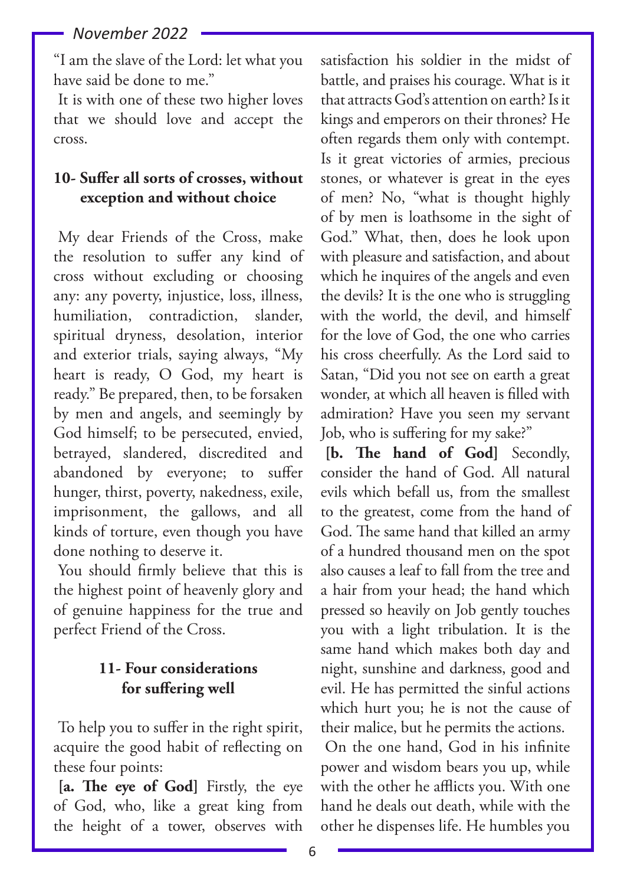"I am the slave of the Lord: let what you have said be done to me."

It is with one of these two higher loves that we should love and accept the cross.

### 10- Suffer all sorts of crosses, without exception and without choice

My dear Friends of the Cross, make the resolution to suffer any kind of cross without excluding or choosing any: any poverty, injustice, loss, illness, humiliation, contradiction, slander, spiritual dryness, desolation, interior and exterior trials, saying always, "My heart is ready, O God, my heart is ready." Be prepared, then, to be forsaken by men and angels, and seemingly by God himself; to be persecuted, envied, betrayed, slandered, discredited and abandoned by everyone; to suffer hunger, thirst, poverty, nakedness, exile, imprisonment, the gallows, and all kinds of torture, even though you have done nothing to deserve it.

You should firmly believe that this is the highest point of heavenly glory and of genuine happiness for the true and perfect Friend of the Cross.

### 11- Four considerations for suffering well

To help you to suffer in the right spirit, acquire the good habit of reflecting on these four points:

**[a. The eye of God]** Firstly, the eye of God, who, like a great king from the height of a tower, observes with satisfaction his soldier in the midst of battle, and praises his courage. What is it that attracts God's attention on earth? Is it kings and emperors on their thrones? He often regards them only with contempt. Is it great victories of armies, precious stones, or whatever is great in the eyes of men? No, "what is thought highly of by men is loathsome in the sight of God." What, then, does he look upon with pleasure and satisfaction, and about which he inquires of the angels and even the devils? It is the one who is struggling with the world, the devil, and himself for the love of God, the one who carries his cross cheerfully. As the Lord said to Satan, "Did you not see on earth a great wonder, at which all heaven is filled with admiration? Have you seen my servant Job, who is suffering for my sake?"

**[b. The hand of God]** Secondly, consider the hand of God. All natural evils which befall us, from the smallest to the greatest, come from the hand of God. The same hand that killed an army of a hundred thousand men on the spot also causes a leaf to fall from the tree and a hair from your head; the hand which pressed so heavily on Job gently touches you with a light tribulation. It is the same hand which makes both day and night, sunshine and darkness, good and evil. He has permitted the sinful actions which hurt you; he is not the cause of their malice, but he permits the actions.

On the one hand, God in his infinite power and wisdom bears you up, while with the other he afflicts you. With one hand he deals out death, while with the other he dispenses life. He humbles you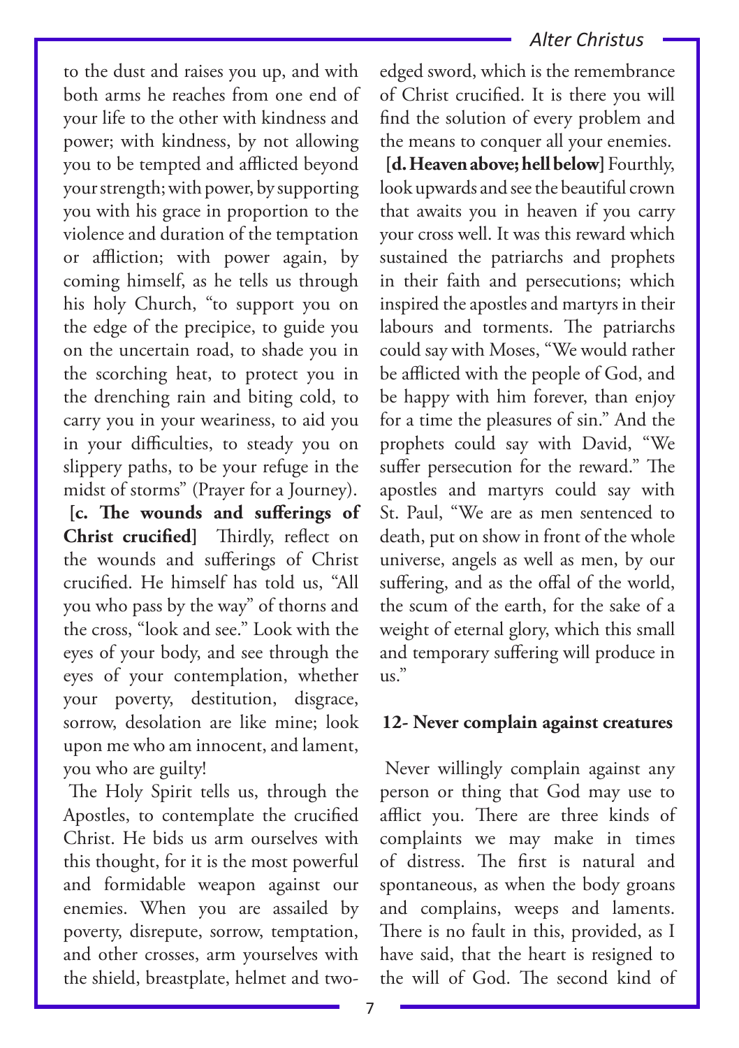to the dust and raises you up, and with both arms he reaches from one end of your life to the other with kindness and power; with kindness, by not allowing you to be tempted and afflicted beyond your strength; with power, by supporting you with his grace in proportion to the violence and duration of the temptation or affliction; with power again, by coming himself, as he tells us through his holy Church, "to support you on the edge of the precipice, to guide you on the uncertain road, to shade you in the scorching heat, to protect you in the drenching rain and biting cold, to carry you in your weariness, to aid you in your difficulties, to steady you on slippery paths, to be your refuge in the midst of storms" (Prayer for a Journey).

**[c. The wounds and sufferings of Christ crucified]** Thirdly, reflect on the wounds and sufferings of Christ crucified. He himself has told us, "All you who pass by the way" of thorns and the cross, "look and see." Look with the eyes of your body, and see through the eyes of your contemplation, whether your poverty, destitution, disgrace, sorrow, desolation are like mine; look upon me who am innocent, and lament, you who are guilty!

The Holy Spirit tells us, through the Apostles, to contemplate the crucified Christ. He bids us arm ourselves with this thought, for it is the most powerful and formidable weapon against our enemies. When you are assailed by poverty, disrepute, sorrow, temptation, and other crosses, arm yourselves with the shield, breastplate, helmet and two-edged sword, which is the remembrance of Christ crucified. It is there you will find the solution of every problem and the means to conquer all your enemies.

**[d. Heaven above; hell below]** Fourthly, look upwards and see the beautiful crown that awaits you in heaven if you carry your cross well. It was this reward which sustained the patriarchs and prophets in their faith and persecutions; which inspired the apostles and martyrs in their labours and torments. The patriarchs could say with Moses, "We would rather be afflicted with the people of God, and be happy with him forever, than enjoy for a time the pleasures of sin." And the prophets could say with David, "We suffer persecution for the reward." The apostles and martyrs could say with St. Paul, "We are as men sentenced to death, put on show in front of the whole universe, angels as well as men, by our suffering, and as the offal of the world, the scum of the earth, for the sake of a weight of eternal glory, which this small and temporary suffering will produce in us."

### 12- Never complain against creatures

Never willingly complain against any person or thing that God may use to afflict you. There are three kinds of complaints we may make in times of distress. The first is natural and spontaneous, as when the body groans and complains, weeps and laments. There is no fault in this, provided, as I have said, that the heart is resigned to the will of God. The second kind of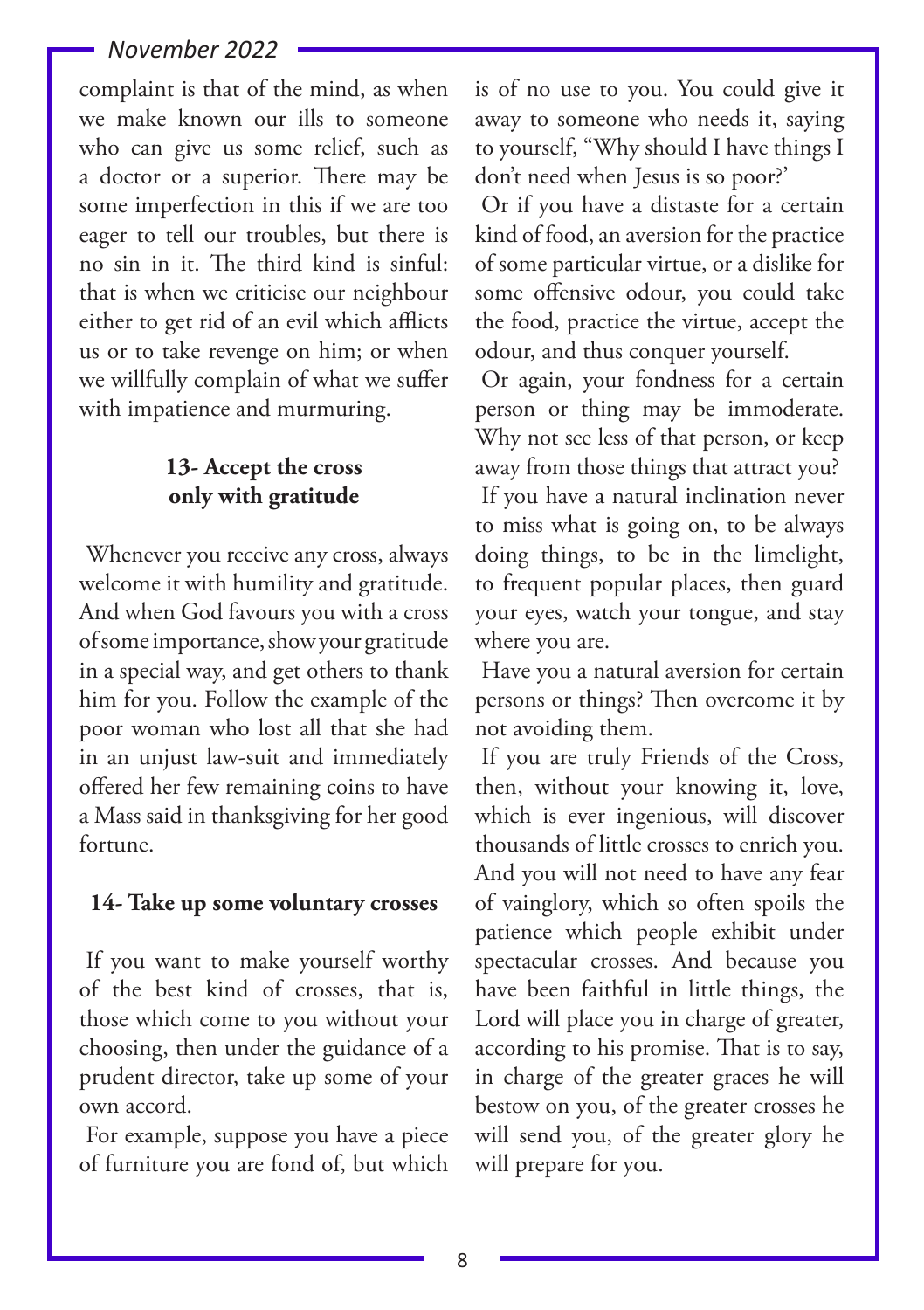complaint is that of the mind, as when we make known our ills to someone who can give us some relief, such as a doctor or a superior. There may be some imperfection in this if we are too eager to tell our troubles, but there is no sin in it. The third kind is sinful: that is when we criticise our neighbour either to get rid of an evil which afflicts us or to take revenge on him; or when we willfully complain of what we suffer with impatience and murmuring.

**13- Accept the cross only with gratitude**

Whenever you receive any cross, always welcome it with humility and gratitude. And when God favours you with a cross of some importance, show your gratitude in a special way, and get others to thank him for you. Follow the example of the poor woman who lost all that she had in an unjust law-suit and immediately offered her few remaining coins to have a Mass said in thanksgiving for her good fortune.

**14- Take up some voluntary crosses**

If you want to make yourself worthy of the best kind of crosses, that is, those which come to you without your choosing, then under the guidance of a prudent director, take up some of your own accord.

For example, suppose you have a piece of furniture you are fond of, but which is of no use to you. You could give it away to someone who needs it, saying to yourself, "Why should I have things I don't need when Jesus is so poor?'

Or if you have a distaste for a certain kind of food, an aversion for the practice of some particular virtue, or a dislike for some offensive odour, you could take the food, practice the virtue, accept the odour, and thus conquer yourself.

Or again, your fondness for a certain person or thing may be immoderate. Why not see less of that person, or keep away from those things that attract you?

If you have a natural inclination never to miss what is going on, to be always doing things, to be in the limelight, to frequent popular places, then guard your eyes, watch your tongue, and stay where you are.

Have you a natural aversion for certain persons or things? Then overcome it by not avoiding them.

If you are truly Friends of the Cross, then, without your knowing it, love, which is ever ingenious, will discover thousands of little crosses to enrich you. And you will not need to have any fear of vainglory, which so often spoils the patience which people exhibit under spectacular crosses. And because you have been faithful in little things, the Lord will place you in charge of greater, according to his promise. That is to say, in charge of the greater graces he will bestow on you, of the greater crosses he will send you, of the greater glory he will prepare for you.